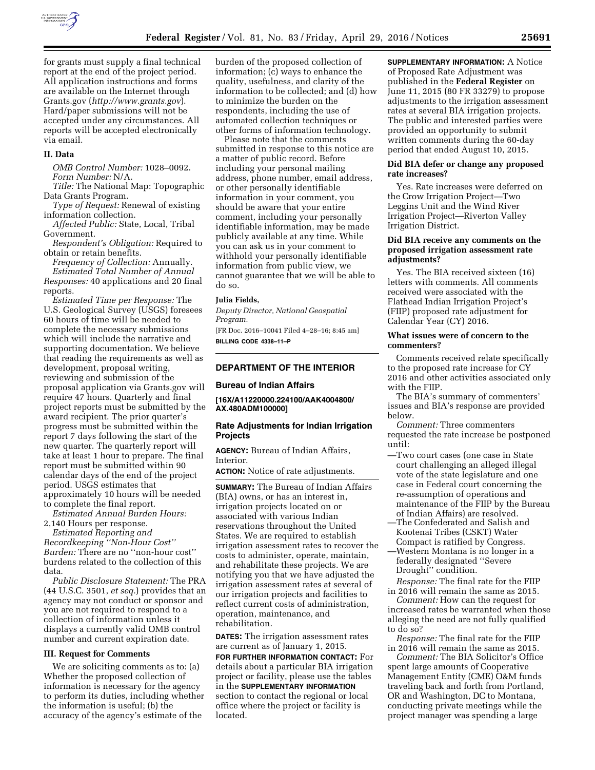for grants must supply a final technical report at the end of the project period. All application instructions and forms are available on the Internet through Grants.gov (*http://www.grants.gov*). Hard/paper submissions will not be accepted under any circumstances. All reports will be accepted electronically via email.

## II. Data

*OMB Control Number:* 1028–0092.

*Form Number:* N/A.

*Title:* The National Map: Topographic Data Grants Program.

*Type of Request:* Renewal of existing information collection.

*Affected Public:* State, Local, Tribal Government.

*Respondent's Obligation:* Required to obtain or retain benefits.

*Frequency of Collection:* Annually.

*Estimated Total Number of Annual Responses:* 40 applications and 20 final reports.

*Estimated Time per Response:* The U.S. Geological Survey (USGS) foresees 60 hours of time will be needed to complete the necessary submissions which will include the narrative and supporting documentation. We believe that reading the requirements as well as development, proposal writing, reviewing and submission of the proposal application via Grants.gov will require 47 hours. Quarterly and final project reports must be submitted by the award recipient. The prior quarter's progress must be submitted within the report 7 days following the start of the new quarter. The quarterly report will take at least 1 hour to prepare. The final report must be submitted within 90 calendar days of the end of the project period. USGS estimates that approximately 10 hours will be needed to complete the final report.

*Estimated Annual Burden Hours:* 2,140 Hours per response.

*Estimated Reporting and Recordkeeping "Non-Hour Cost" Burden:* There are no "non-hour cost" burdens related to the collection of this data.

*Public Disclosure Statement:* The PRA (44 U.S.C. 3501, *et seq.*) provides that an agency may not conduct or sponsor and you are not required to respond to a collection of information unless it displays a currently valid OMB control number and current expiration date.

## III. Request for Comments

We are soliciting comments as to: (a) Whether the proposed collection of information is necessary for the agency to perform its duties, including whether the information is useful; (b) the accuracy of the agency's estimate of the burden of the proposed collection of information; (c) ways to enhance the quality, usefulness, and clarity of the information to be collected; and (d) how to minimize the burden on the respondents, including the use of automated collection techniques or other forms of information technology.

Please note that the comments submitted in response to this notice are a matter of public record. Before including your personal mailing address, phone number, email address, or other personally identifiable information in your comment, you should be aware that your entire comment, including your personally identifiable information, may be made publicly available at any time. While you can ask us in your comment to withhold your personally identifiable information from public view, we cannot guarantee that we will be able to do so.

**Julia Fields,**

*Deputy Director, National Geospatial Program.*

[FR Doc. 2016–10041 Filed 4–28–16; 8:45 am]

**BILLING CODE 4338–11–P**

---

# DEPARTMENT OF THE INTERIOR

## Bureau of Indian Affairs

**[16X/A11220000.224100/AAK4004800/AX.480ADM100000]**

## Rate Adjustments for Indian Irrigation Projects

**AGENCY:** Bureau of Indian Affairs, Interior.

**ACTION:** Notice of rate adjustments.

**SUMMARY:** The Bureau of Indian Affairs (BIA) owns, or has an interest in, irrigation projects located on or associated with various Indian reservations throughout the United States. We are required to establish irrigation assessment rates to recover the costs to administer, operate, maintain, and rehabilitate these projects. We are notifying you that we have adjusted the irrigation assessment rates at several of our irrigation projects and facilities to reflect current costs of administration, operation, maintenance, and rehabilitation.

**DATES:** The irrigation assessment rates are current as of January 1, 2015.

**FOR FURTHER INFORMATION CONTACT:** For details about a particular BIA irrigation project or facility, please use the tables in the **SUPPLEMENTARY INFORMATION** section to contact the regional or local office where the project or facility is located.

**SUPPLEMENTARY INFORMATION:** A Notice of Proposed Rate Adjustment was published in the **Federal Register** on June 11, 2015 (80 FR 33279) to propose adjustments to the irrigation assessment rates at several BIA irrigation projects. The public and interested parties were provided an opportunity to submit written comments during the 60-day period that ended August 10, 2015.

### Did BIA defer or change any proposed rate increases?

Yes. Rate increases were deferred on the Crow Irrigation Project—Two Leggins Unit and the Wind River Irrigation Project—Riverton Valley Irrigation District.

### Did BIA receive any comments on the proposed irrigation assessment rate adjustments?

Yes. The BIA received sixteen (16) letters with comments. All comments received were associated with the Flathead Indian Irrigation Project's (FIIP) proposed rate adjustment for Calendar Year (CY) 2016.

### What issues were of concern to the commenters?

Comments received relate specifically to the proposed rate increase for CY 2016 and other activities associated only with the FIIP.

The BIA's summary of commenters' issues and BIA's response are provided below.

*Comment:* Three commenters requested the rate increase be postponed until:

—Two court cases (one case in State court challenging an alleged illegal vote of the state legislature and one case in Federal court concerning the re-assumption of operations and maintenance of the FIIP by the Bureau of Indian Affairs) are resolved.

—The Confederated and Salish and Kootenai Tribes (CSKT) Water Compact is ratified by Congress.

—Western Montana is no longer in a federally designated "Severe Drought" condition.

*Response:* The final rate for the FIIP in 2016 will remain the same as 2015.

*Comment:* How can the request for increased rates be warranted when those alleging the need are not fully qualified to do so?

*Response:* The final rate for the FIIP in 2016 will remain the same as 2015.

*Comment:* The BIA Solicitor's Office spent large amounts of Cooperative Management Entity (CME) O&M funds traveling back and forth from Portland, OR and Washington, DC to Montana, conducting private meetings while the project manager was spending a large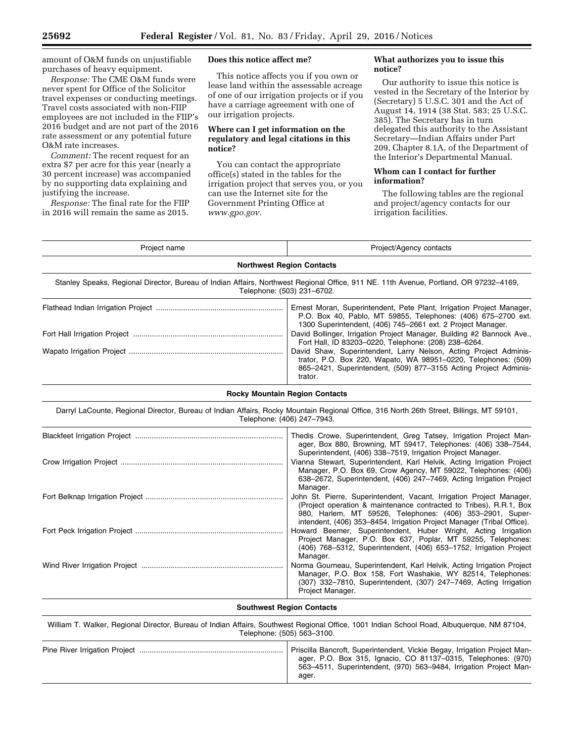amount of O&M funds on unjustifiable purchases of heavy equipment.

*Response:* The CME O&M funds were never spent for Office of the Solicitor travel expenses or conducting meetings. Travel costs associated with non-FIIP employees are not included in the FIIP's 2016 budget and are not part of the 2016 rate assessment or any potential future O&M rate increases.

*Comment:* The recent request for an extra $7 per acre for this year (nearly a 30 percent increase) was accompanied by no supporting data explaining and justifying the increase.

*Response:* The final rate for the FIIP in 2016 will remain the same as 2015.

### Does this notice affect me?

This notice affects you if you own or lease land within the assessable acreage of one of our irrigation projects or if you have a carriage agreement with one of our irrigation projects.

### Where can I get information on the regulatory and legal citations in this notice?

You can contact the appropriate office(s) stated in the tables for the irrigation project that serves you, or you can use the Internet site for the Government Printing Office at *www.gpo.gov.*

### What authorizes you to issue this notice?

Our authority to issue this notice is vested in the Secretary of the Interior by (Secretary) 5 U.S.C. 301 and the Act of August 14, 1914 (38 Stat. 583; 25 U.S.C. 385). The Secretary has in turn delegated this authority to the Assistant Secretary—Indian Affairs under Part 209, Chapter 8.1A, of the Department of the Interior's Departmental Manual.

### Whom can I contact for further information?

The following tables are the regional and project/agency contacts for our irrigation facilities.

| Project name | Project/Agency contacts |
|---|---|
| **Northwest Region Contacts** | |
| Stanley Speaks, Regional Director, Bureau of Indian Affairs, Northwest Regional Office, 911 NE. 11th Avenue, Portland, OR 97232–4169, Telephone: (503) 231–6702. | |
| Flathead Indian Irrigation Project | Ernest Moran, Superintendent, Pete Plant, Irrigation Project Manager, P.O. Box 40, Pablo, MT 59855, Telephones: (406) 675–2700 ext. 1300 Superintendent, (406) 745–2661 ext. 2 Project Manager. |
| Fort Hall Irrigation Project | David Bollinger, Irrigation Project Manager, Building #2 Bannock Ave., Fort Hall, ID 83203–0220, Telephone: (208) 238–6264. |
| Wapato Irrigation Project | David Shaw, Superintendent, Larry Nelson, Acting Project Administrator, P.O. Box 220, Wapato, WA 98951–0220, Telephones: (509) 865–2421, Superintendent, (509) 877–3155 Acting Project Administrator. |
| **Rocky Mountain Region Contacts** | |
| Darryl LaCounte, Regional Director, Bureau of Indian Affairs, Rocky Mountain Regional Office, 316 North 26th Street, Billings, MT 59101, Telephone: (406) 247–7943. | |
| Blackfeet Irrigation Project | Thedis Crowe, Superintendent, Greg Tatsey, Irrigation Project Manager, Box 880, Browning, MT 59417, Telephones: (406) 338–7544, Superintendent, (406) 338–7519, Irrigation Project Manager. |
| Crow Irrigation Project | Vianna Stewart, Superintendent, Karl Helvik, Acting Irrigation Project Manager, P.O. Box 69, Crow Agency, MT 59022, Telephones: (406) 638–2672, Superintendent, (406) 247–7469, Acting Irrigation Project Manager. |
| Fort Belknap Irrigation Project | John St. Pierre, Superintendent, Vacant, Irrigation Project Manager, (Project operation & maintenance contracted to Tribes), R.R.1, Box 980, Harlem, MT 59526, Telephones: (406) 353–2901, Superintendent, (406) 353–8454, Irrigation Project Manager (Tribal Office). |
| Fort Peck Irrigation Project | Howard Beemer, Superintendent, Huber Wright, Acting Irrigation Project Manager, P.O. Box 637, Poplar, MT 59255, Telephones: (406) 768–5312, Superintendent, (406) 653–1752, Irrigation Project Manager. |
| Wind River Irrigation Project | Norma Gourneau, Superintendent, Karl Helvik, Acting Irrigation Project Manager, P.O. Box 158, Fort Washakie, WY 82514, Telephones: (307) 332–7810, Superintendent, (307) 247–7469, Acting Irrigation Project Manager. |
| **Southwest Region Contacts** | |
| William T. Walker, Regional Director, Bureau of Indian Affairs, Southwest Regional Office, 1001 Indian School Road, Albuquerque, NM 87104, Telephone: (505) 563–3100. | |
| Pine River Irrigation Project | Priscilla Bancroft, Superintendent, Vickie Begay, Irrigation Project Manager, P.O. Box 315, Ignacio, CO 81137–0315, Telephones: (970) 563–4511, Superintendent, (970) 563–9484, Irrigation Project Manager. |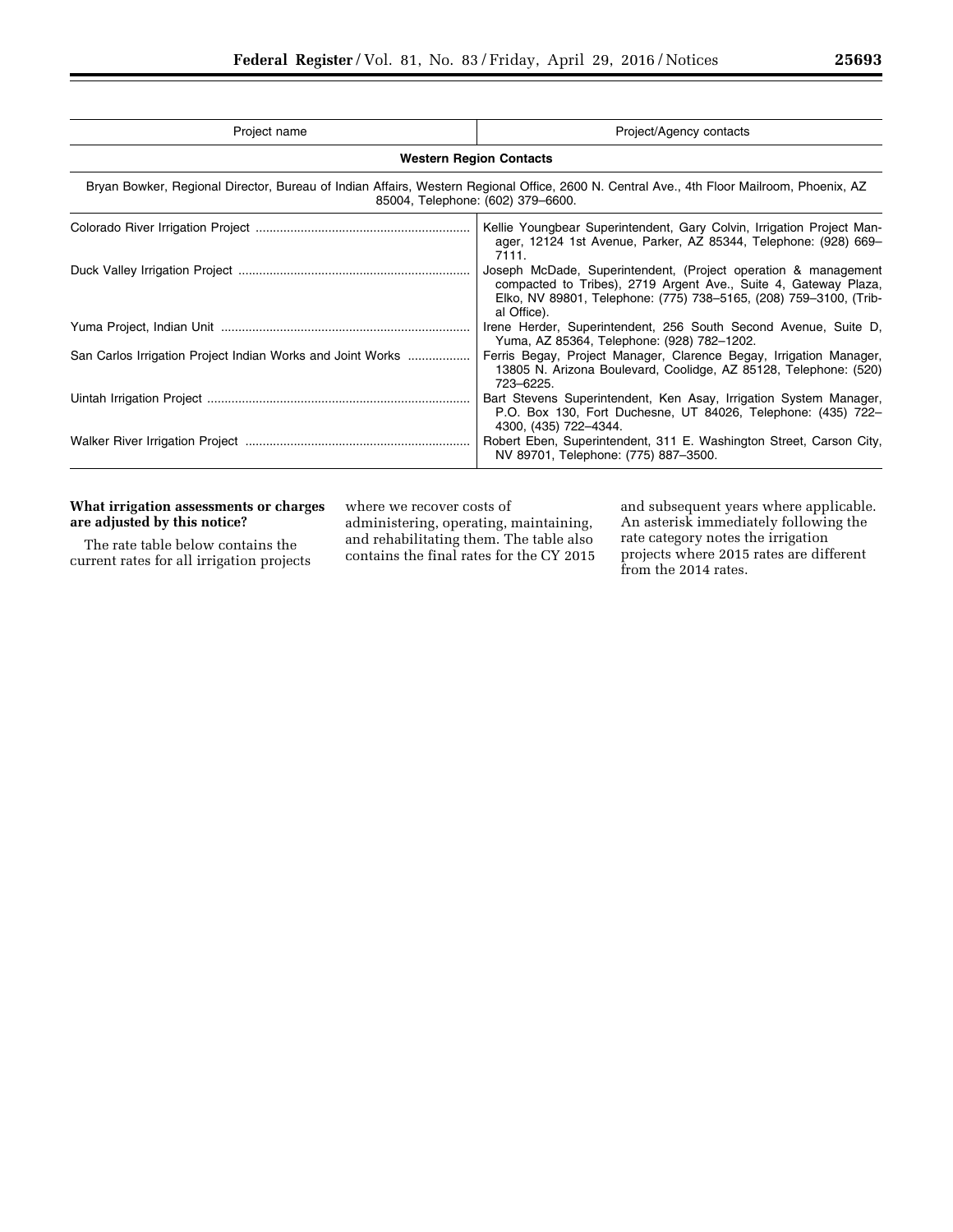| Project name | Project/Agency contacts |
| --- | --- |
| **Western Region Contacts** | |
| Bryan Bowker, Regional Director, Bureau of Indian Affairs, Western Regional Office, 2600 N. Central Ave., 4th Floor Mailroom, Phoenix, AZ 85004, Telephone: (602) 379–6600. | |
| Colorado River Irrigation Project | Kellie Youngbear Superintendent, Gary Colvin, Irrigation Project Manager, 12124 1st Avenue, Parker, AZ 85344, Telephone: (928) 669–7111. |
| Duck Valley Irrigation Project | Joseph McDade, Superintendent, (Project operation & management compacted to Tribes), 2719 Argent Ave., Suite 4, Gateway Plaza, Elko, NV 89801, Telephone: (775) 738–5165, (208) 759–3100, (Tribal Office). |
| Yuma Project, Indian Unit | Irene Herder, Superintendent, 256 South Second Avenue, Suite D, Yuma, AZ 85364, Telephone: (928) 782–1202. |
| San Carlos Irrigation Project Indian Works and Joint Works | Ferris Begay, Project Manager, Clarence Begay, Irrigation Manager, 13805 N. Arizona Boulevard, Coolidge, AZ 85128, Telephone: (520) 723–6225. |
| Uintah Irrigation Project | Bart Stevens Superintendent, Ken Asay, Irrigation System Manager, P.O. Box 130, Fort Duchesne, UT 84026, Telephone: (435) 722–4300, (435) 722–4344. |
| Walker River Irrigation Project | Robert Eben, Superintendent, 311 E. Washington Street, Carson City, NV 89701, Telephone: (775) 887–3500. |

**What irrigation assessments or charges are adjusted by this notice?**

The rate table below contains the current rates for all irrigation projects where we recover costs of administering, operating, maintaining, and rehabilitating them. The table also contains the final rates for the CY 2015 and subsequent years where applicable. An asterisk immediately following the rate category notes the irrigation projects where 2015 rates are different from the 2014 rates.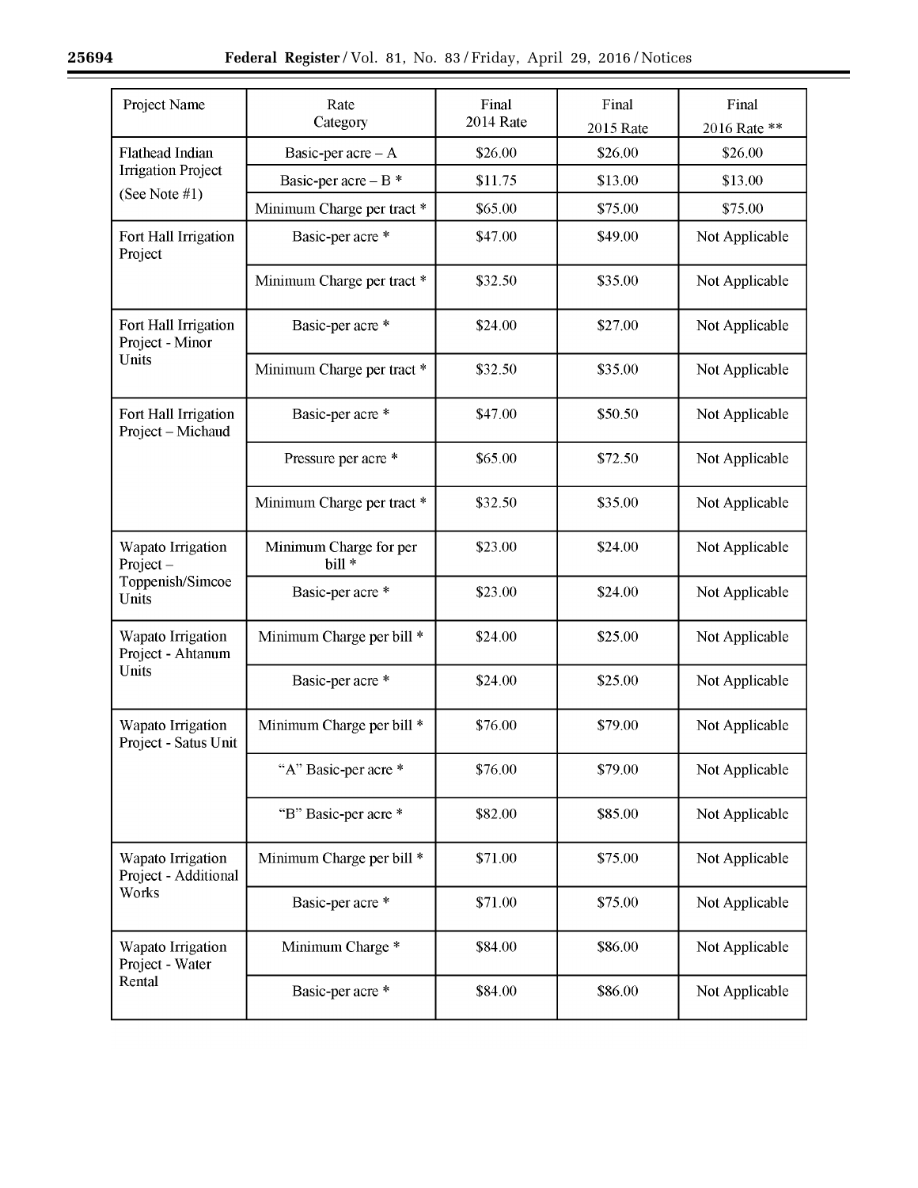| Project Name | Rate Category | Final 2014 Rate | Final 2015 Rate | Final 2016 Rate ** |
| --- | --- | --- | --- | --- |
| Flathead Indian Irrigation Project (See Note #1) | Basic-per acre – A | $26.00 | $26.00 | $26.00 |
| | Basic-per acre – B * | $11.75 | $13.00 | $13.00 |
| | Minimum Charge per tract * | $65.00 | $75.00 | $75.00 |
| Fort Hall Irrigation Project | Basic-per acre * | $47.00 | $49.00 | Not Applicable |
| | Minimum Charge per tract * | $32.50 | $35.00 | Not Applicable |
| Fort Hall Irrigation Project - Minor Units | Basic-per acre * | $24.00 | $27.00 | Not Applicable |
| | Minimum Charge per tract * | $32.50 | $35.00 | Not Applicable |
| Fort Hall Irrigation Project – Michaud | Basic-per acre * | $47.00 | $50.50 | Not Applicable |
| | Pressure per acre * | $65.00 | $72.50 | Not Applicable |
| | Minimum Charge per tract * | $32.50 | $35.00 | Not Applicable |
| Wapato Irrigation Project – Toppenish/Simcoe Units | Minimum Charge for per bill * | $23.00 | $24.00 | Not Applicable |
| | Basic-per acre * | $23.00 | $24.00 | Not Applicable |
| Wapato Irrigation Project - Ahtanum Units | Minimum Charge per bill * | $24.00 | $25.00 | Not Applicable |
| | Basic-per acre * | $24.00 | $25.00 | Not Applicable |
| Wapato Irrigation Project - Satus Unit | Minimum Charge per bill * | $76.00 | $79.00 | Not Applicable |
| | "A" Basic-per acre * | $76.00 | $79.00 | Not Applicable |
| | "B" Basic-per acre * | $82.00 | $85.00 | Not Applicable |
| Wapato Irrigation Project - Additional Works | Minimum Charge per bill * | $71.00 | $75.00 | Not Applicable |
| | Basic-per acre * | $71.00 | $75.00 | Not Applicable |
| Wapato Irrigation Project - Water Rental | Minimum Charge * | $84.00 | $86.00 | Not Applicable |
| | Basic-per acre * | $84.00 | $86.00 | Not Applicable |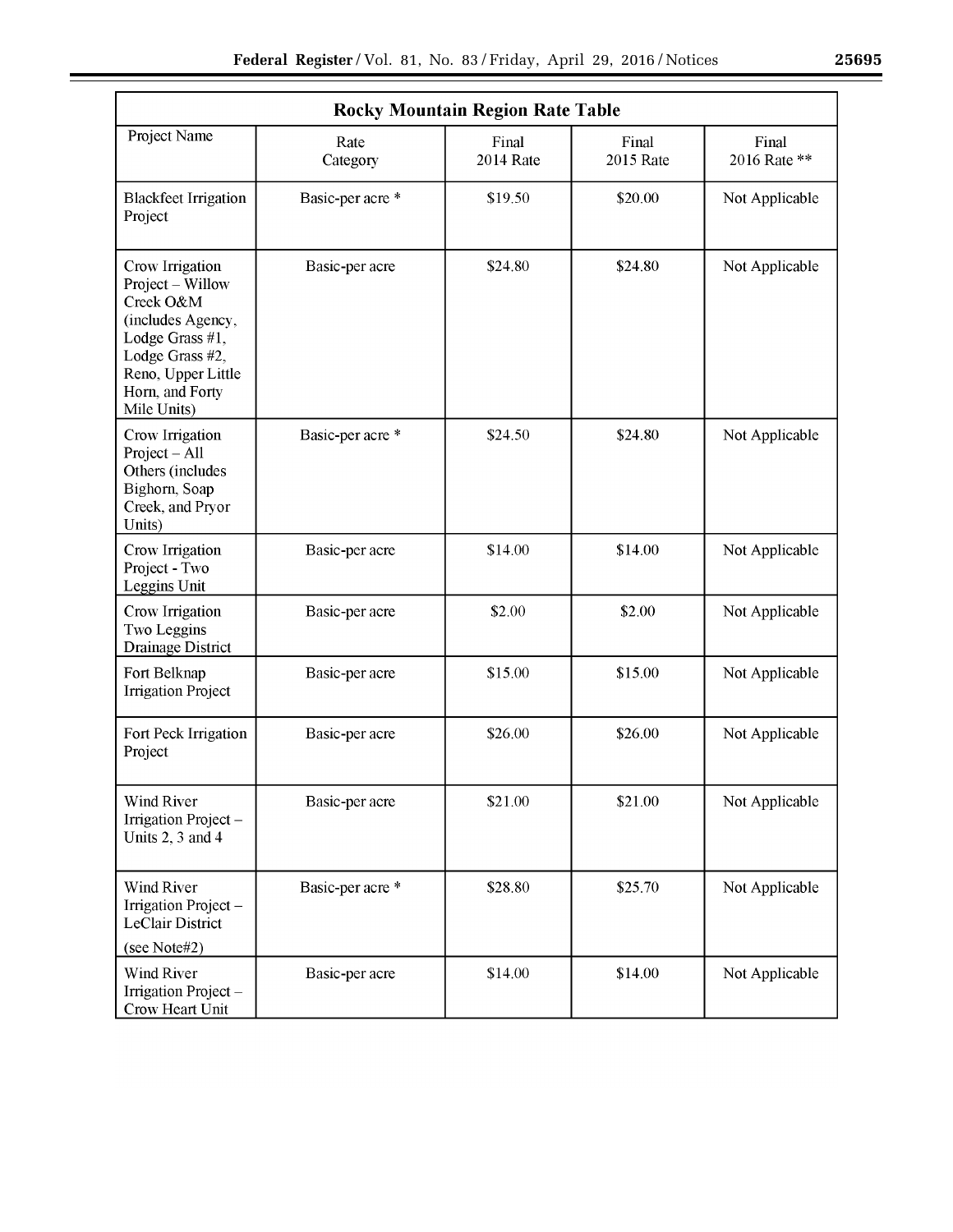| Rocky Mountain Region Rate Table | | | | |
|---|---|---|---|---|
| Project Name | Rate Category | Final 2014 Rate | Final 2015 Rate | Final 2016 Rate ** |
| Blackfeet Irrigation Project | Basic-per acre * | $19.50 | $20.00 | Not Applicable |
| Crow Irrigation Project – Willow Creek O&M (includes Agency, Lodge Grass #1, Lodge Grass #2, Reno, Upper Little Horn, and Forty Mile Units) | Basic-per acre | $24.80 | $24.80 | Not Applicable |
| Crow Irrigation Project – All Others (includes Bighorn, Soap Creek, and Pryor Units) | Basic-per acre * | $24.50 | $24.80 | Not Applicable |
| Crow Irrigation Project - Two Leggins Unit | Basic-per acre | $14.00 | $14.00 | Not Applicable |
| Crow Irrigation Two Leggins Drainage District | Basic-per acre | $2.00 | $2.00 | Not Applicable |
| Fort Belknap Irrigation Project | Basic-per acre | $15.00 | $15.00 | Not Applicable |
| Fort Peck Irrigation Project | Basic-per acre | $26.00 | $26.00 | Not Applicable |
| Wind River Irrigation Project – Units 2, 3 and 4 | Basic-per acre | $21.00 | $21.00 | Not Applicable |
| Wind River Irrigation Project – LeClair District (see Note#2) | Basic-per acre * | $28.80 | $25.70 | Not Applicable |
| Wind River Irrigation Project – Crow Heart Unit | Basic-per acre | $14.00 | $14.00 | Not Applicable |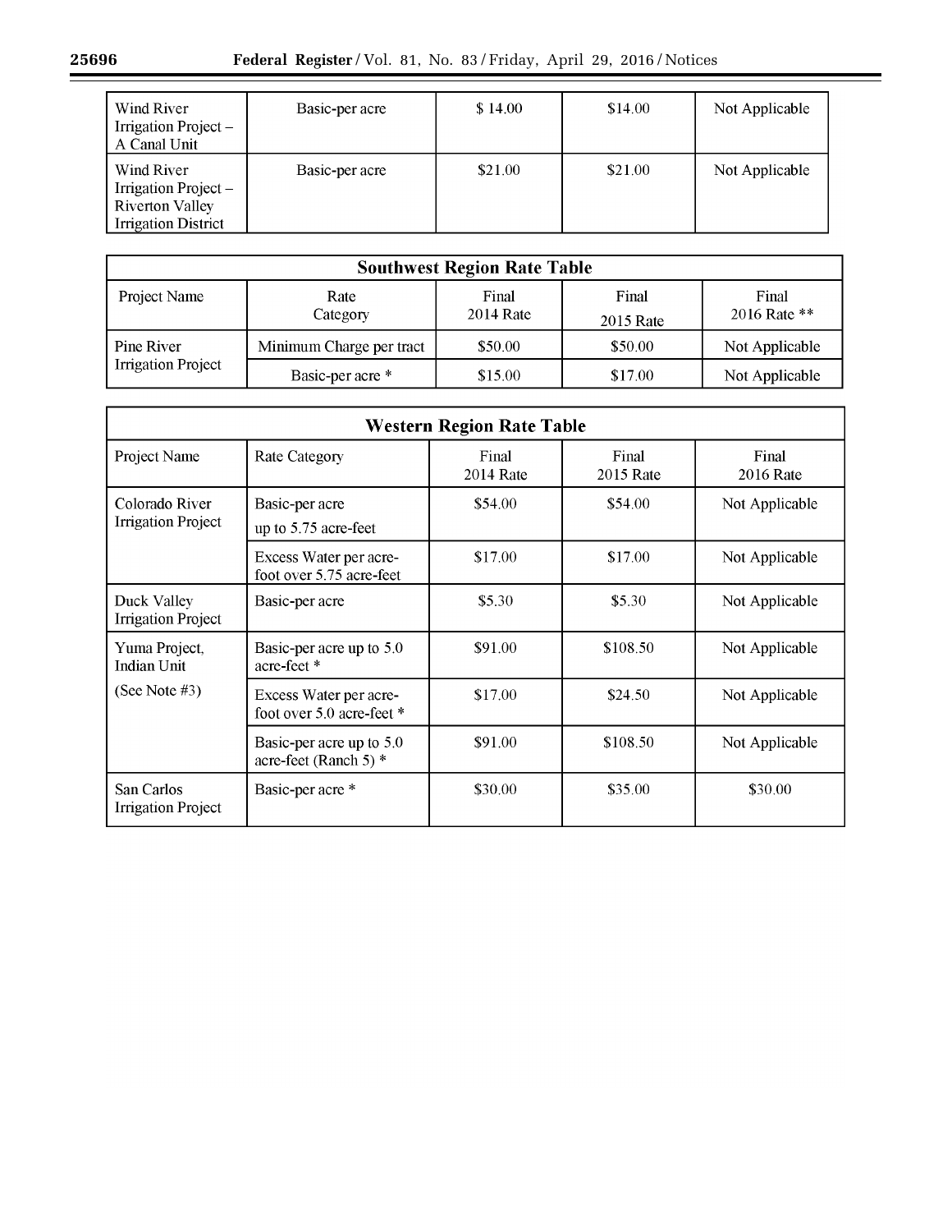| Wind River Irrigation Project – A Canal Unit | Basic-per acre | $ 14.00 | $14.00 | Not Applicable |
|---|---|---|---|---|
| Wind River Irrigation Project – Riverton Valley Irrigation District | Basic-per acre | $21.00 | $21.00 | Not Applicable |

**Southwest Region Rate Table**

| Project Name | Rate Category | Final 2014 Rate | Final 2015 Rate | Final 2016 Rate ** |
|---|---|---|---|---|
| Pine River Irrigation Project | Minimum Charge per tract | $50.00 | $50.00 | Not Applicable |
| | Basic-per acre * | $15.00 | $17.00 | Not Applicable |

**Western Region Rate Table**

| Project Name | Rate Category | Final 2014 Rate | Final 2015 Rate | Final 2016 Rate |
|---|---|---|---|---|
| Colorado River Irrigation Project | Basic-per acre up to 5.75 acre-feet | $54.00 | $54.00 | Not Applicable |
| | Excess Water per acre-foot over 5.75 acre-feet | $17.00 | $17.00 | Not Applicable |
| Duck Valley Irrigation Project | Basic-per acre | $5.30 | $5.30 | Not Applicable |
| Yuma Project, Indian Unit (See Note #3) | Basic-per acre up to 5.0 acre-feet * | $91.00 | $108.50 | Not Applicable |
| | Excess Water per acre-foot over 5.0 acre-feet * | $17.00 | $24.50 | Not Applicable |
| | Basic-per acre up to 5.0 acre-feet (Ranch 5) * | $91.00 | $108.50 | Not Applicable |
| San Carlos Irrigation Project | Basic-per acre * | $30.00 | $35.00 | $30.00 |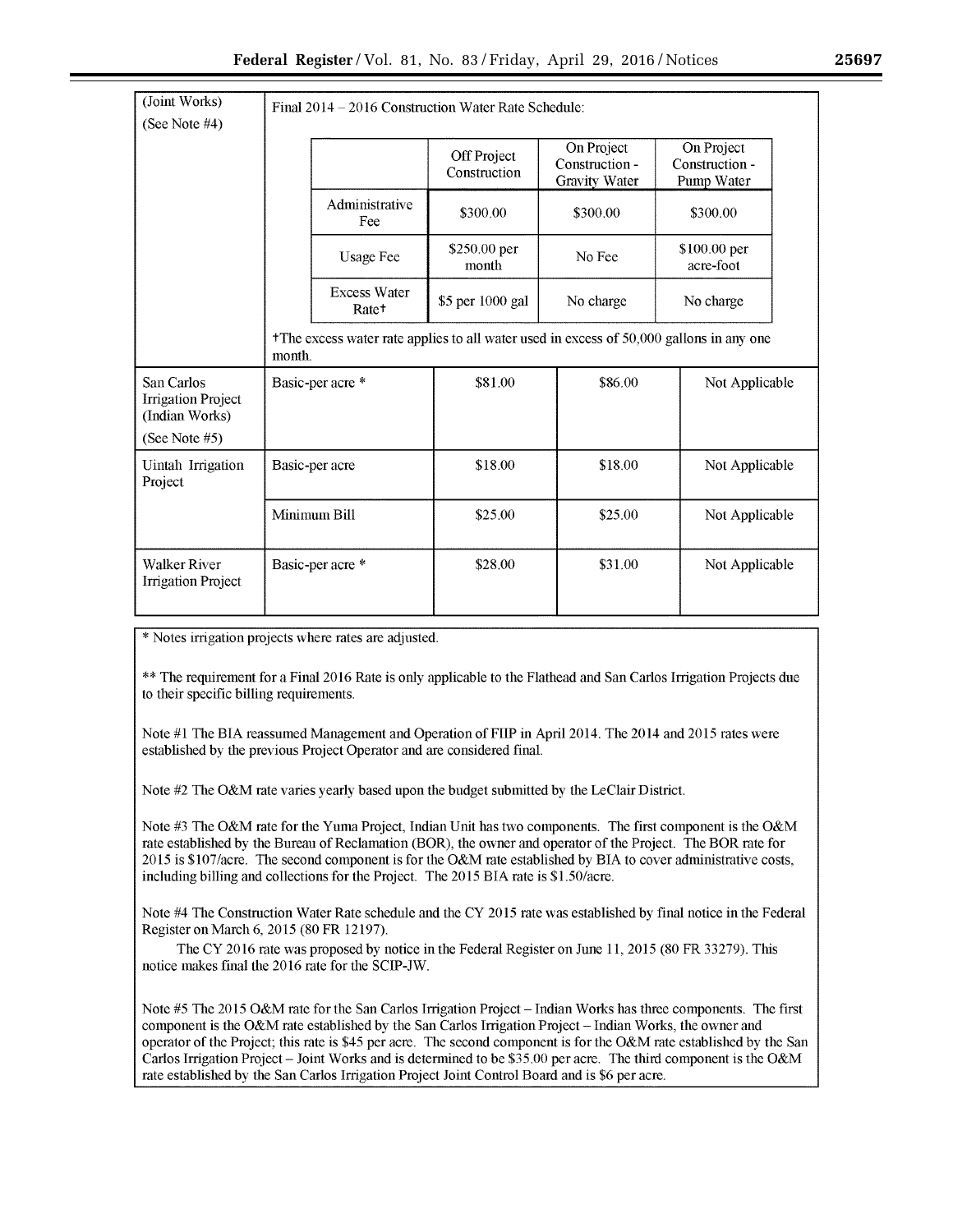| | | | | |
|---|---|---|---|---|
| (Joint Works) (See Note #4) | Final 2014 – 2016 Construction Water Rate Schedule: | | | |

| | Off Project Construction | On Project Construction - Gravity Water | On Project Construction - Pump Water |
|---|---|---|---|
| Administrative Fee | $300.00 | $300.00 | $300.00 |
| Usage Fee | $250.00 per month | No Fee | $100.00 per acre-foot |
| Excess Water Rate† | $5 per 1000 gal | No charge | No charge |

†The excess water rate applies to all water used in excess of 50,000 gallons in any one month.

| | | | | |
|---|---|---|---|---|
| San Carlos Irrigation Project (Indian Works) (See Note #5) | Basic-per acre * | $81.00 | $86.00 | Not Applicable |
| Uintah Irrigation Project | Basic-per acre | $18.00 | $18.00 | Not Applicable |
| | Minimum Bill | $25.00 | $25.00 | Not Applicable |
| Walker River Irrigation Project | Basic-per acre * | $28.00 | $31.00 | Not Applicable |

* Notes irrigation projects where rates are adjusted.

** The requirement for a Final 2016 Rate is only applicable to the Flathead and San Carlos Irrigation Projects due to their specific billing requirements.

Note #1 The BIA reassumed Management and Operation of FIIP in April 2014. The 2014 and 2015 rates were established by the previous Project Operator and are considered final.

Note #2 The O&M rate varies yearly based upon the budget submitted by the LeClair District.

Note #3 The O&M rate for the Yuma Project, Indian Unit has two components. The first component is the O&M rate established by the Bureau of Reclamation (BOR), the owner and operator of the Project. The BOR rate for 2015 is $107/acre. The second component is for the O&M rate established by BIA to cover administrative costs, including billing and collections for the Project. The 2015 BIA rate is $1.50/acre.

Note #4 The Construction Water Rate schedule and the CY 2015 rate was established by final notice in the Federal Register on March 6, 2015 (80 FR 12197).

The CY 2016 rate was proposed by notice in the Federal Register on June 11, 2015 (80 FR 33279). This notice makes final the 2016 rate for the SCIP-JW.

Note #5 The 2015 O&M rate for the San Carlos Irrigation Project – Indian Works has three components. The first component is the O&M rate established by the San Carlos Irrigation Project – Indian Works, the owner and operator of the Project; this rate is $45 per acre. The second component is for the O&M rate established by the San Carlos Irrigation Project – Joint Works and is determined to be $35.00 per acre. The third component is the O&M rate established by the San Carlos Irrigation Project Joint Control Board and is $6 per acre.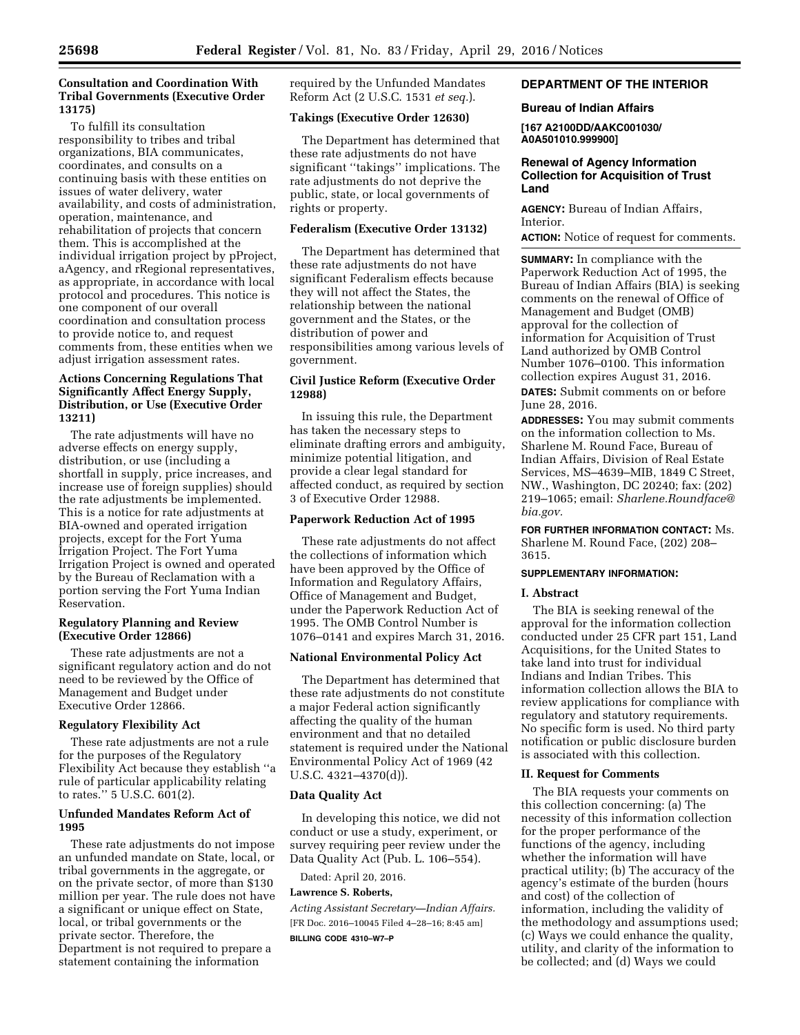### Consultation and Coordination With Tribal Governments (Executive Order 13175)

To fulfill its consultation responsibility to tribes and tribal organizations, BIA communicates, coordinates, and consults on a continuing basis with these entities on issues of water delivery, water availability, and costs of administration, operation, maintenance, and rehabilitation of projects that concern them. This is accomplished at the individual irrigation project by pProject, aAgency, and rRegional representatives, as appropriate, in accordance with local protocol and procedures. This notice is one component of our overall coordination and consultation process to provide notice to, and request comments from, these entities when we adjust irrigation assessment rates.

### Actions Concerning Regulations That Significantly Affect Energy Supply, Distribution, or Use (Executive Order 13211)

The rate adjustments will have no adverse effects on energy supply, distribution, or use (including a shortfall in supply, price increases, and increase use of foreign supplies) should the rate adjustments be implemented. This is a notice for rate adjustments at BIA-owned and operated irrigation projects, except for the Fort Yuma Irrigation Project. The Fort Yuma Irrigation Project is owned and operated by the Bureau of Reclamation with a portion serving the Fort Yuma Indian Reservation.

### Regulatory Planning and Review (Executive Order 12866)

These rate adjustments are not a significant regulatory action and do not need to be reviewed by the Office of Management and Budget under Executive Order 12866.

### Regulatory Flexibility Act

These rate adjustments are not a rule for the purposes of the Regulatory Flexibility Act because they establish ''a rule of particular applicability relating to rates.'' 5 U.S.C. 601(2).

### Unfunded Mandates Reform Act of 1995

These rate adjustments do not impose an unfunded mandate on State, local, or tribal governments in the aggregate, or on the private sector, of more than $130 million per year. The rule does not have a significant or unique effect on State, local, or tribal governments or the private sector. Therefore, the Department is not required to prepare a statement containing the information required by the Unfunded Mandates Reform Act (2 U.S.C. 1531 *et seq.*).

### Takings (Executive Order 12630)

The Department has determined that these rate adjustments do not have significant ''takings'' implications. The rate adjustments do not deprive the public, state, or local governments of rights or property.

### Federalism (Executive Order 13132)

The Department has determined that these rate adjustments do not have significant Federalism effects because they will not affect the States, the relationship between the national government and the States, or the distribution of power and responsibilities among various levels of government.

### Civil Justice Reform (Executive Order 12988)

In issuing this rule, the Department has taken the necessary steps to eliminate drafting errors and ambiguity, minimize potential litigation, and provide a clear legal standard for affected conduct, as required by section 3 of Executive Order 12988.

### Paperwork Reduction Act of 1995

These rate adjustments do not affect the collections of information which have been approved by the Office of Information and Regulatory Affairs, Office of Management and Budget, under the Paperwork Reduction Act of 1995. The OMB Control Number is 1076–0141 and expires March 31, 2016.

### National Environmental Policy Act

The Department has determined that these rate adjustments do not constitute a major Federal action significantly affecting the quality of the human environment and that no detailed statement is required under the National Environmental Policy Act of 1969 (42 U.S.C. 4321–4370(d)).

### Data Quality Act

In developing this notice, we did not conduct or use a study, experiment, or survey requiring peer review under the Data Quality Act (Pub. L. 106–554).

Dated: April 20, 2016.

**Lawrence S. Roberts,**

*Acting Assistant Secretary—Indian Affairs.*

[FR Doc. 2016–10045 Filed 4–28–16; 8:45 am]

**BILLING CODE 4310–W7–P**

## DEPARTMENT OF THE INTERIOR

### Bureau of Indian Affairs

**[167 A2100DD/AAKC001030/ A0A501010.999900]**

### Renewal of Agency Information Collection for Acquisition of Trust Land

**AGENCY:** Bureau of Indian Affairs, Interior.

**ACTION:** Notice of request for comments.

**SUMMARY:** In compliance with the Paperwork Reduction Act of 1995, the Bureau of Indian Affairs (BIA) is seeking comments on the renewal of Office of Management and Budget (OMB) approval for the collection of information for Acquisition of Trust Land authorized by OMB Control Number 1076–0100. This information collection expires August 31, 2016.

**DATES:** Submit comments on or before June 28, 2016.

**ADDRESSES:** You may submit comments on the information collection to Ms. Sharlene M. Round Face, Bureau of Indian Affairs, Division of Real Estate Services, MS–4639–MIB, 1849 C Street, NW., Washington, DC 20240; fax: (202) 219–1065; email: *Sharlene.Roundface@bia.gov.*

**FOR FURTHER INFORMATION CONTACT:** Ms. Sharlene M. Round Face, (202) 208–3615.

**SUPPLEMENTARY INFORMATION:**

### I. Abstract

The BIA is seeking renewal of the approval for the information collection conducted under 25 CFR part 151, Land Acquisitions, for the United States to take land into trust for individual Indians and Indian Tribes. This information collection allows the BIA to review applications for compliance with regulatory and statutory requirements. No specific form is used. No third party notification or public disclosure burden is associated with this collection.

### II. Request for Comments

The BIA requests your comments on this collection concerning: (a) The necessity of this information collection for the proper performance of the functions of the agency, including whether the information will have practical utility; (b) The accuracy of the agency's estimate of the burden (hours and cost) of the collection of information, including the validity of the methodology and assumptions used; (c) Ways we could enhance the quality, utility, and clarity of the information to be collected; and (d) Ways we could